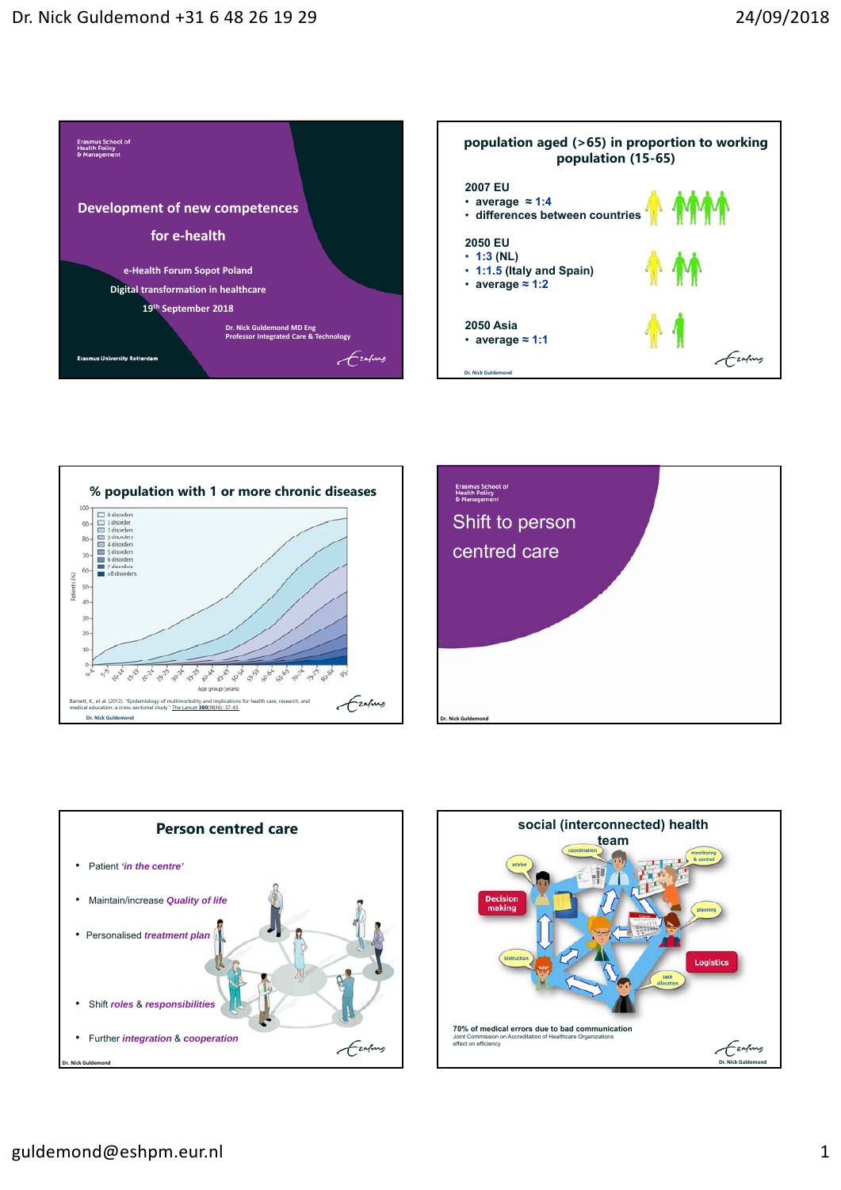## Development of new competences for e-health

Erasmus School of Health Policy & Management

e-Health Forum Sopot Poland

Digital transformation in healthcare

19th September 2018

Dr. Nick Guldemond MD Eng
Professor Integrated Care & Technology

Erasmus University Rotterdam

## population aged (>65) in proportion to working population (15-65)

**2007 EU**
- average ≈ 1:4
- differences between countries

**2050 EU**
- 1:3 (NL)
- 1:1.5 (Italy and Spain)
- average ≈ 1:2

**2050 Asia**
- average ≈ 1:1

Dr. Nick Guldemond

## % population with 1 or more chronic diseases

Barnett, K., et al. (2012). "Epidemiology of multimorbidity and implications for health care, research, and medical education: a cross-sectional study." The Lancet 380(9836): 37-43.

Dr. Nick Guldemond

## Shift to person centred care

Erasmus School of Health Policy & Management

Dr. Nick Guldemond

## Person centred care

- Patient *'in the centre'*
- Maintain/increase *Quality of life*
- Personalised *treatment plan*
- Shift *roles* & *responsibilities*
- Further *integration* & *cooperation*

Dr. Nick Guldemond

## social (interconnected) health team

70% of medical errors due to bad communication
Joint Commission on Accreditation of Healthcare Organizations
effect on efficiency

Dr. Nick Guldemond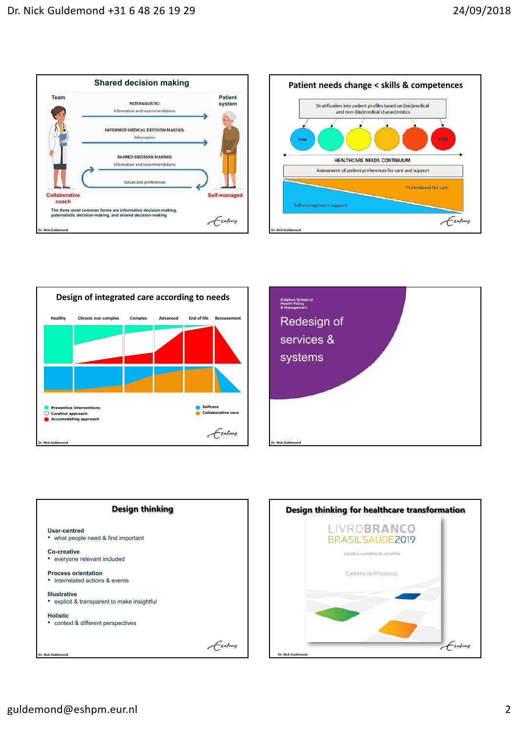## Shared decision making

Team

Patient system

PATERNALISTIC:
Information and recommendations

INFORMED MEDICAL DECISION MAKING:
Information

SHARED DECISION MAKING:
Information and recommendations

Values and preferences

Collaborative coach

Self-managed

The three most common forms are informative decision-making, paternalistic decision-making, and shared decision-making

## Patient needs change < skills & competences

Stratification into patient profiles based on (bio)medical and non-(bio)medical characteristics

Low

High

HEALTHCARE NEEDS CONTINUUM

Assessment of patient preferences for care and support

Professional-led care

Self-management support

## Design of integrated care according to needs

Healthy | Chronic non complex | Complex | Advanced | End of life | Bereavement

- Preventive interventions
- Curative approach
- Accomodating approach
- Selfcare
- Collaborative care

Erasmus School of Health Policy & Management

## Redesign of services & systems

## Design thinking

**User-centred**
- what people need & find important

**Co-creative**
- everyone relevant included

**Process orientation**
- Interrelated actions & events

**Illustrative**
- explicit & transparent to make insightful

**Holistic**
- context & different perspectives

## Design thinking for healthcare transformation

LIVROBRANCO
BRASILSAÚDE2019
saúde & cuidados do amanhã
Caderno de Propostas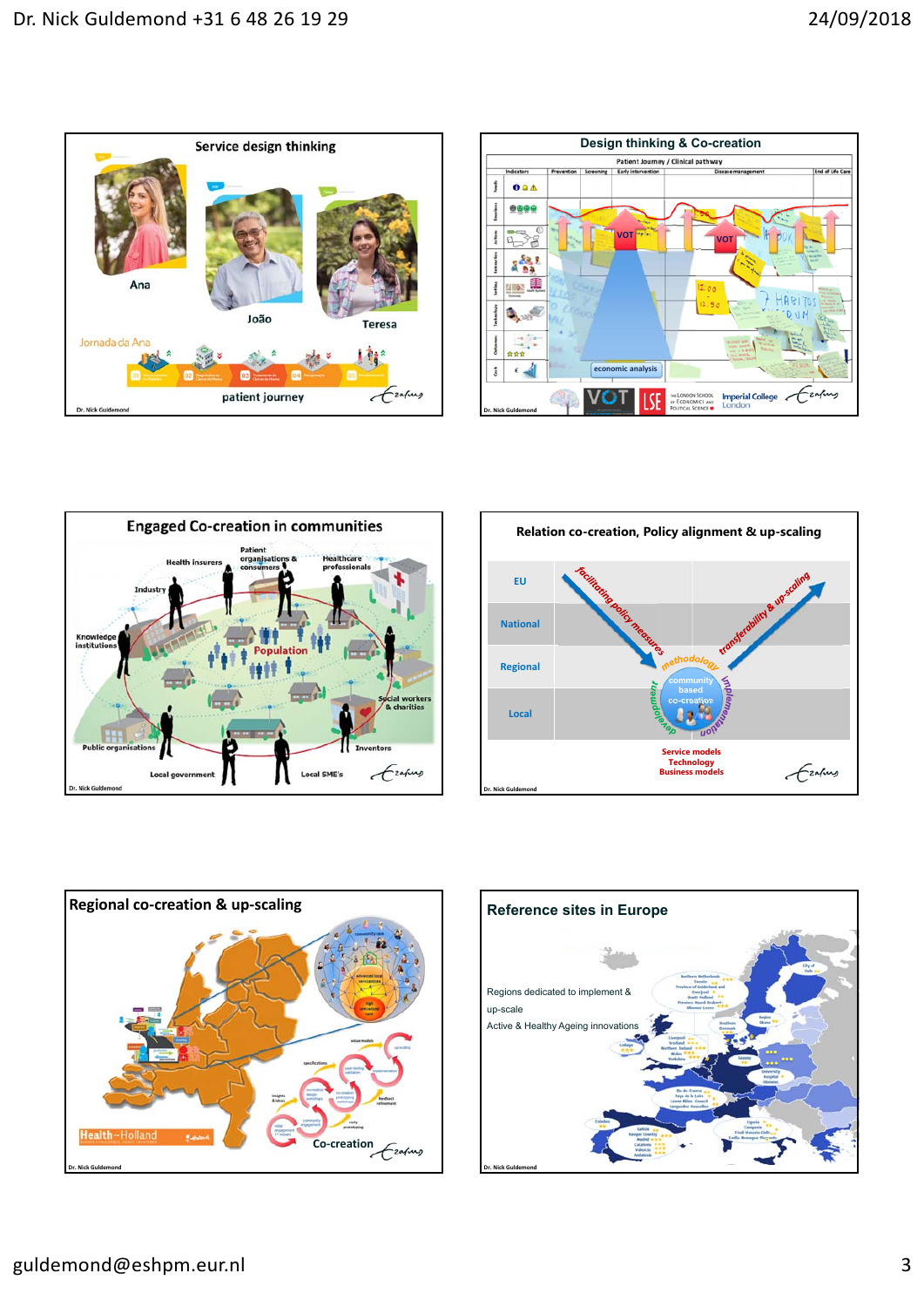## Service design thinking

Ana

João

Teresa

Jornada da Ana

patient journey

Dr. Nick Guldemond

## Design thinking & Co-creation

Patient Journey / Clinical pathway

Indicators | Prevention | Screening | Early intervention | Disease management | End of Life Care

VOT

VOT

economic analysis

Dr. Nick Guldemond

## Engaged Co-creation in communities

Health insurers

Patient organisations & consumers

Healthcare professionals

Industry

Knowledge institutions

Population

Social workers & charities

Public organisations

Inventors

Local government

Local SME's

Dr. Nick Guldemond

## Relation co-creation, Policy alignment & up-scaling

EU

National

Regional

Local

facilitating policy measures

transferability & up-scaling

methodology

community based co-creation

development

implementation

Service models
Technology
Business models

Dr. Nick Guldemond

## Regional co-creation & up-scaling

Health~Holland

Co-creation

Dr. Nick Guldemond

## Reference sites in Europe

Regions dedicated to implement & up-scale

Active & Healthy Ageing innovations

Dr. Nick Guldemond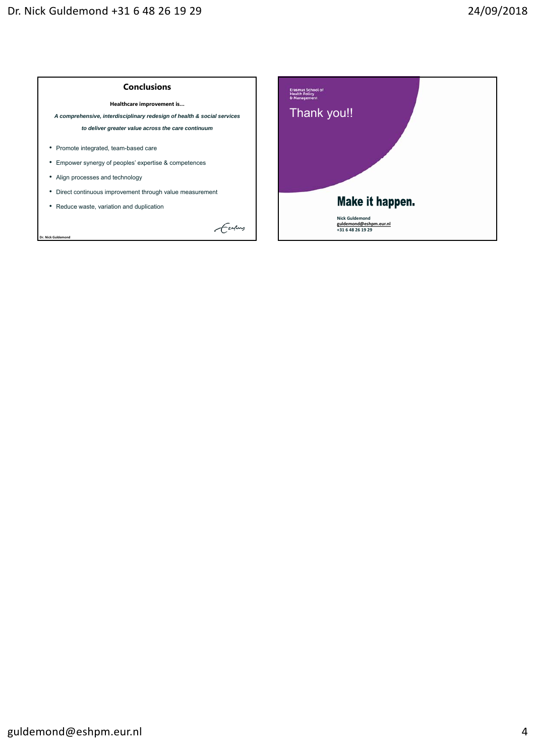## Conclusions

**Healthcare improvement is…**

***A comprehensive, interdisciplinary redesign of health & social services***

***to deliver greater value across the care continuum***

- Promote integrated, team-based care
- Empower synergy of peoples' expertise & competences
- Align processes and technology
- Direct continuous improvement through value measurement
- Reduce waste, variation and duplication

Dr. Nick Guldemond

---

Erasmus School of Health Policy & Management

Thank you!!

**Make it happen.**

**Nick Guldemond**
**guldemond@eshpm.eur.nl**
**+31 6 48 26 19 29**